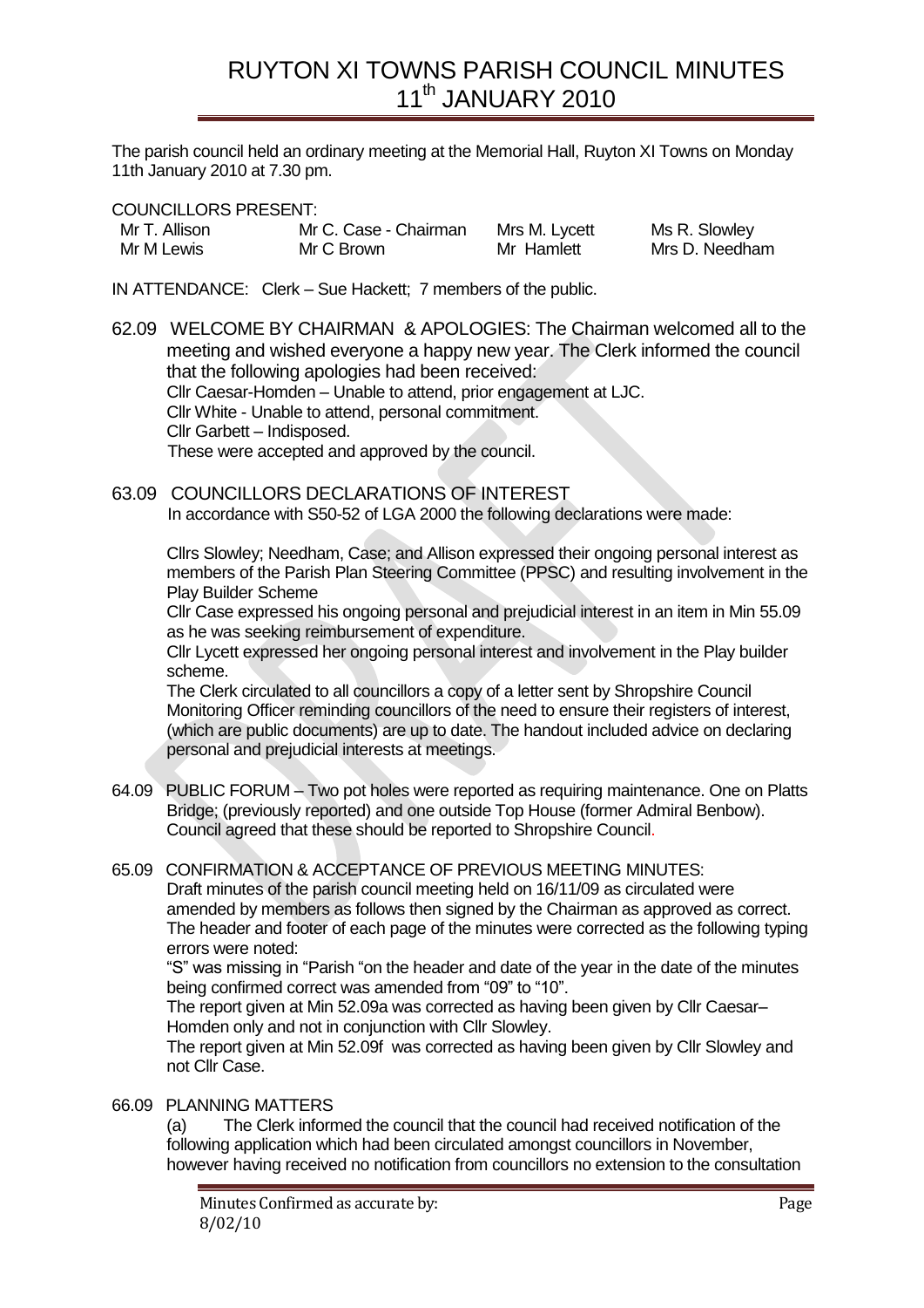# RUYTON XI TOWNS PARISH COUNCIL MINUTES
# 11th JANUARY 2010

The parish council held an ordinary meeting at the Memorial Hall, Ruyton XI Towns on Monday 11th January 2010 at 7.30 pm.

COUNCILLORS PRESENT:

| | | | |
|---|---|---|---|
| Mr T. Allison | Mr C. Case - Chairman | Mrs M. Lycett | Ms R. Slowley |
| Mr M Lewis | Mr C Brown | Mr Hamlett | Mrs D. Needham |

IN ATTENDANCE: Clerk – Sue Hackett; 7 members of the public.

62.09 WELCOME BY CHAIRMAN & APOLOGIES: The Chairman welcomed all to the meeting and wished everyone a happy new year. The Clerk informed the council that the following apologies had been received:
Cllr Caesar-Homden – Unable to attend, prior engagement at LJC.
Cllr White - Unable to attend, personal commitment.
Cllr Garbett – Indisposed.
These were accepted and approved by the council.

63.09 COUNCILLORS DECLARATIONS OF INTEREST
In accordance with S50-52 of LGA 2000 the following declarations were made:

Cllrs Slowley; Needham, Case; and Allison expressed their ongoing personal interest as members of the Parish Plan Steering Committee (PPSC) and resulting involvement in the Play Builder Scheme
Cllr Case expressed his ongoing personal and prejudicial interest in an item in Min 55.09 as he was seeking reimbursement of expenditure.
Cllr Lycett expressed her ongoing personal interest and involvement in the Play builder scheme.
The Clerk circulated to all councillors a copy of a letter sent by Shropshire Council Monitoring Officer reminding councillors of the need to ensure their registers of interest, (which are public documents) are up to date. The handout included advice on declaring personal and prejudicial interests at meetings.

64.09 PUBLIC FORUM – Two pot holes were reported as requiring maintenance. One on Platts Bridge; (previously reported) and one outside Top House (former Admiral Benbow). Council agreed that these should be reported to Shropshire Council.

65.09 CONFIRMATION & ACCEPTANCE OF PREVIOUS MEETING MINUTES:
Draft minutes of the parish council meeting held on 16/11/09 as circulated were amended by members as follows then signed by the Chairman as approved as correct. The header and footer of each page of the minutes were corrected as the following typing errors were noted:
"S" was missing in "Parish "on the header and date of the year in the date of the minutes being confirmed correct was amended from "09" to "10".
The report given at Min 52.09a was corrected as having been given by Cllr Caesar–Homden only and not in conjunction with Cllr Slowley.
The report given at Min 52.09f was corrected as having been given by Cllr Slowley and not Cllr Case.

66.09 PLANNING MATTERS
(a) The Clerk informed the council that the council had received notification of the following application which had been circulated amongst councillors in November, however having received no notification from councillors no extension to the consultation

Minutes Confirmed as accurate by:
8/02/10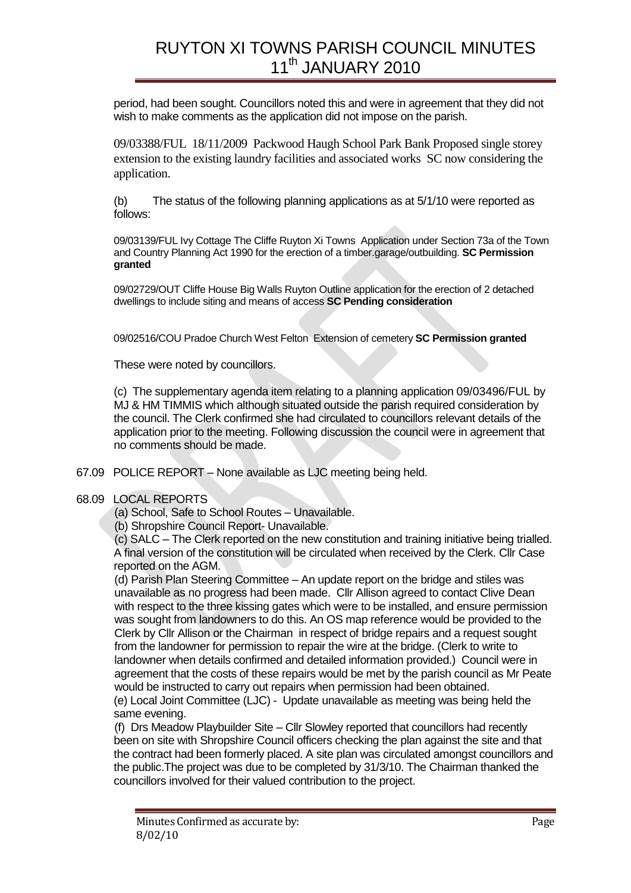period, had been sought. Councillors noted this and were in agreement that they did not wish to make comments as the application did not impose on the parish.

09/03388/FUL 18/11/2009 Packwood Haugh School Park Bank Proposed single storey extension to the existing laundry facilities and associated works SC now considering the application.

(b) The status of the following planning applications as at 5/1/10 were reported as follows:

09/03139/FUL Ivy Cottage The Cliffe Ruyton Xi Towns Application under Section 73a of the Town and Country Planning Act 1990 for the erection of a timber.garage/outbuilding. **SC Permission granted**

09/02729/OUT Cliffe House Big Walls Ruyton Outline application for the erection of 2 detached dwellings to include siting and means of access **SC Pending consideration**

09/02516/COU Pradoe Church West Felton Extension of cemetery **SC Permission granted**

These were noted by councillors.

(c) The supplementary agenda item relating to a planning application 09/03496/FUL by MJ & HM TIMMIS which although situated outside the parish required consideration by the council. The Clerk confirmed she had circulated to councillors relevant details of the application prior to the meeting. Following discussion the council were in agreement that no comments should be made.

67.09 POLICE REPORT – None available as LJC meeting being held.

68.09 LOCAL REPORTS

(a) School, Safe to School Routes – Unavailable.

(b) Shropshire Council Report- Unavailable.

(c) SALC – The Clerk reported on the new constitution and training initiative being trialled. A final version of the constitution will be circulated when received by the Clerk. Cllr Case reported on the AGM.

(d) Parish Plan Steering Committee – An update report on the bridge and stiles was unavailable as no progress had been made. Cllr Allison agreed to contact Clive Dean with respect to the three kissing gates which were to be installed, and ensure permission was sought from landowners to do this. An OS map reference would be provided to the Clerk by Cllr Allison or the Chairman in respect of bridge repairs and a request sought from the landowner for permission to repair the wire at the bridge. (Clerk to write to landowner when details confirmed and detailed information provided.) Council were in agreement that the costs of these repairs would be met by the parish council as Mr Peate would be instructed to carry out repairs when permission had been obtained.

(e) Local Joint Committee (LJC) - Update unavailable as meeting was being held the same evening.

(f) Drs Meadow Playbuilder Site – Cllr Slowley reported that councillors had recently been on site with Shropshire Council officers checking the plan against the site and that the contract had been formerly placed. A site plan was circulated amongst councillors and the public.The project was due to be completed by 31/3/10. The Chairman thanked the councillors involved for their valued contribution to the project.

Minutes Confirmed as accurate by: 8/02/10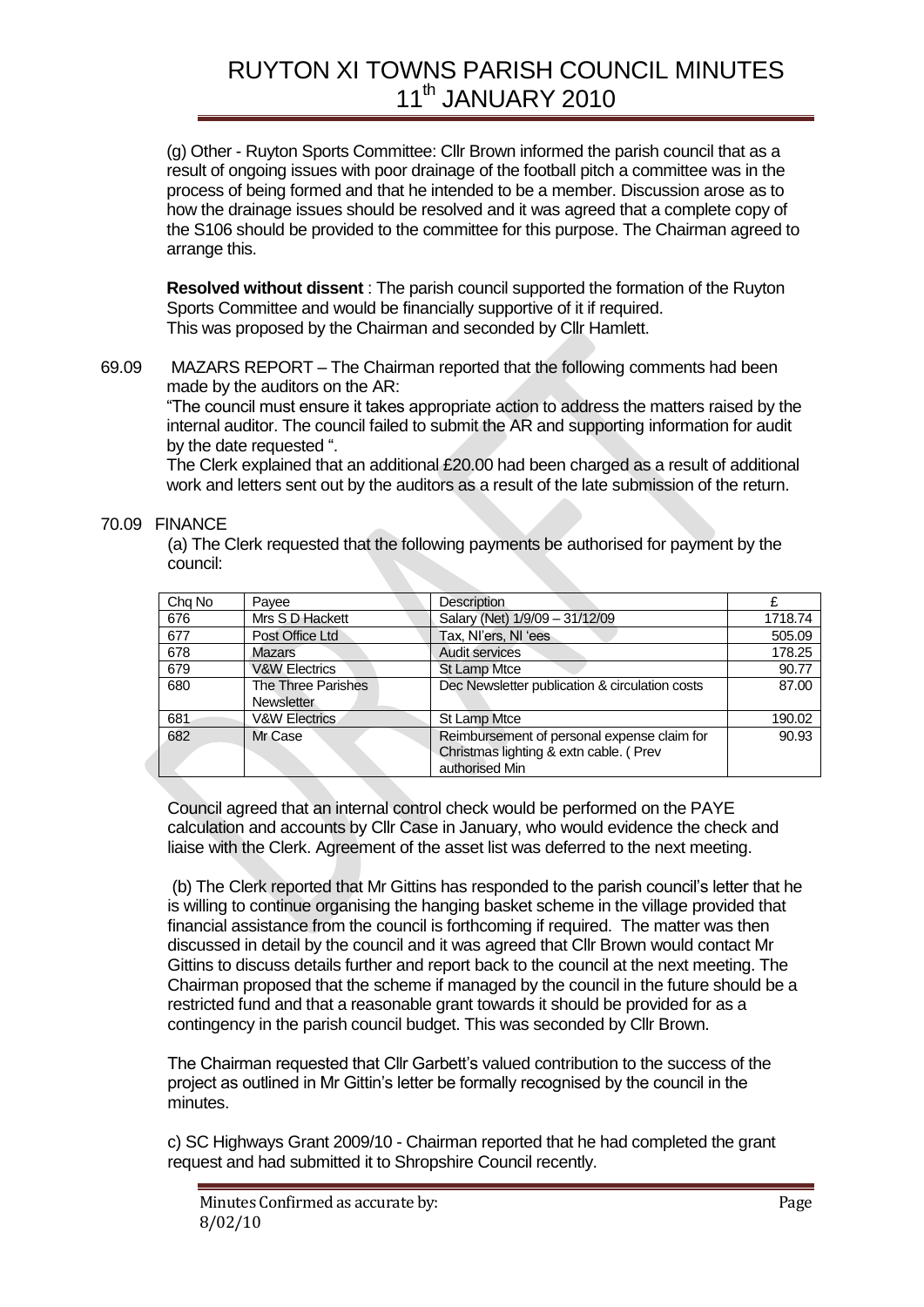(g) Other - Ruyton Sports Committee: Cllr Brown informed the parish council that as a result of ongoing issues with poor drainage of the football pitch a committee was in the process of being formed and that he intended to be a member. Discussion arose as to how the drainage issues should be resolved and it was agreed that a complete copy of the S106 should be provided to the committee for this purpose. The Chairman agreed to arrange this.

**Resolved without dissent** : The parish council supported the formation of the Ruyton Sports Committee and would be financially supportive of it if required. This was proposed by the Chairman and seconded by Cllr Hamlett.

69.09 MAZARS REPORT – The Chairman reported that the following comments had been made by the auditors on the AR:

"The council must ensure it takes appropriate action to address the matters raised by the internal auditor. The council failed to submit the AR and supporting information for audit by the date requested ".

The Clerk explained that an additional £20.00 had been charged as a result of additional work and letters sent out by the auditors as a result of the late submission of the return.

70.09 FINANCE

(a) The Clerk requested that the following payments be authorised for payment by the council:

| Chq No | Payee | Description | £ |
|---|---|---|---|
| 676 | Mrs S D Hackett | Salary (Net) 1/9/09 – 31/12/09 | 1718.74 |
| 677 | Post Office Ltd | Tax, NI'ers, NI 'ees | 505.09 |
| 678 | Mazars | Audit services | 178.25 |
| 679 | V&W Electrics | St Lamp Mtce | 90.77 |
| 680 | The Three Parishes Newsletter | Dec Newsletter publication & circulation costs | 87.00 |
| 681 | V&W Electrics | St Lamp Mtce | 190.02 |
| 682 | Mr Case | Reimbursement of personal expense claim for Christmas lighting & extn cable. ( Prev authorised Min | 90.93 |

Council agreed that an internal control check would be performed on the PAYE calculation and accounts by Cllr Case in January, who would evidence the check and liaise with the Clerk. Agreement of the asset list was deferred to the next meeting.

(b) The Clerk reported that Mr Gittins has responded to the parish council's letter that he is willing to continue organising the hanging basket scheme in the village provided that financial assistance from the council is forthcoming if required. The matter was then discussed in detail by the council and it was agreed that Cllr Brown would contact Mr Gittins to discuss details further and report back to the council at the next meeting. The Chairman proposed that the scheme if managed by the council in the future should be a restricted fund and that a reasonable grant towards it should be provided for as a contingency in the parish council budget. This was seconded by Cllr Brown.

The Chairman requested that Cllr Garbett's valued contribution to the success of the project as outlined in Mr Gittin's letter be formally recognised by the council in the minutes.

c) SC Highways Grant 2009/10 - Chairman reported that he had completed the grant request and had submitted it to Shropshire Council recently.

Minutes Confirmed as accurate by: 8/02/10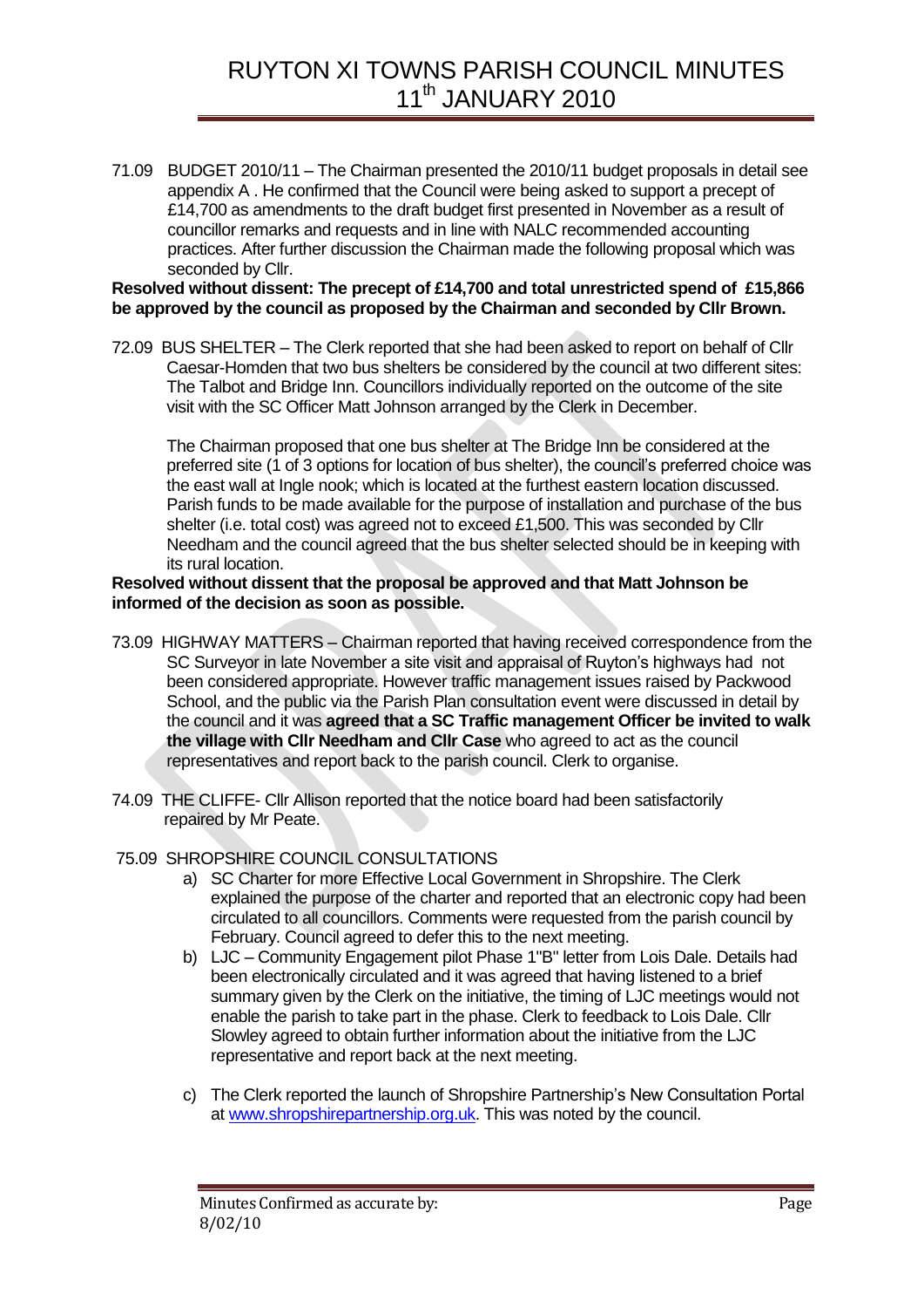71.09 BUDGET 2010/11 – The Chairman presented the 2010/11 budget proposals in detail see appendix A . He confirmed that the Council were being asked to support a precept of £14,700 as amendments to the draft budget first presented in November as a result of councillor remarks and requests and in line with NALC recommended accounting practices. After further discussion the Chairman made the following proposal which was seconded by Cllr.

**Resolved without dissent: The precept of £14,700 and total unrestricted spend of £15,866 be approved by the council as proposed by the Chairman and seconded by Cllr Brown.**

72.09 BUS SHELTER – The Clerk reported that she had been asked to report on behalf of Cllr Caesar-Homden that two bus shelters be considered by the council at two different sites: The Talbot and Bridge Inn. Councillors individually reported on the outcome of the site visit with the SC Officer Matt Johnson arranged by the Clerk in December.

The Chairman proposed that one bus shelter at The Bridge Inn be considered at the preferred site (1 of 3 options for location of bus shelter), the council's preferred choice was the east wall at Ingle nook; which is located at the furthest eastern location discussed. Parish funds to be made available for the purpose of installation and purchase of the bus shelter (i.e. total cost) was agreed not to exceed £1,500. This was seconded by Cllr Needham and the council agreed that the bus shelter selected should be in keeping with its rural location.

**Resolved without dissent that the proposal be approved and that Matt Johnson be informed of the decision as soon as possible.**

73.09 HIGHWAY MATTERS – Chairman reported that having received correspondence from the SC Surveyor in late November a site visit and appraisal of Ruyton's highways had not been considered appropriate. However traffic management issues raised by Packwood School, and the public via the Parish Plan consultation event were discussed in detail by the council and it was **agreed that a SC Traffic management Officer be invited to walk the village with Cllr Needham and Cllr Case** who agreed to act as the council representatives and report back to the parish council. Clerk to organise.

74.09 THE CLIFFE- Cllr Allison reported that the notice board had been satisfactorily repaired by Mr Peate.

75.09 SHROPSHIRE COUNCIL CONSULTATIONS

a) SC Charter for more Effective Local Government in Shropshire. The Clerk explained the purpose of the charter and reported that an electronic copy had been circulated to all councillors. Comments were requested from the parish council by February. Council agreed to defer this to the next meeting.

b) LJC – Community Engagement pilot Phase 1"B" letter from Lois Dale. Details had been electronically circulated and it was agreed that having listened to a brief summary given by the Clerk on the initiative, the timing of LJC meetings would not enable the parish to take part in the phase. Clerk to feedback to Lois Dale. Cllr Slowley agreed to obtain further information about the initiative from the LJC representative and report back at the next meeting.

c) The Clerk reported the launch of Shropshire Partnership's New Consultation Portal at www.shropshirepartnership.org.uk. This was noted by the council.

Minutes Confirmed as accurate by:
8/02/10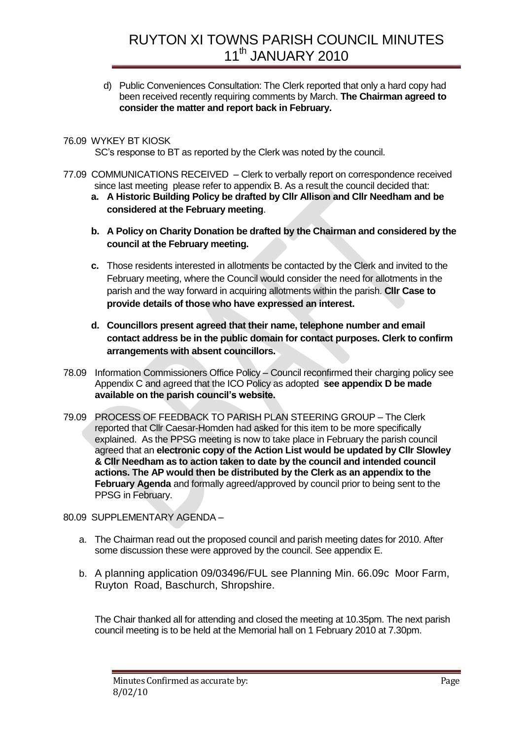d) Public Conveniences Consultation: The Clerk reported that only a hard copy had been received recently requiring comments by March. **The Chairman agreed to consider the matter and report back in February.**

76.09 WYKEY BT KIOSK

SC's response to BT as reported by the Clerk was noted by the council.

77.09 COMMUNICATIONS RECEIVED – Clerk to verbally report on correspondence received since last meeting please refer to appendix B. As a result the council decided that:

a. **A Historic Building Policy be drafted by Cllr Allison and Cllr Needham and be considered at the February meeting**.

b. **A Policy on Charity Donation be drafted by the Chairman and considered by the council at the February meeting.**

c. Those residents interested in allotments be contacted by the Clerk and invited to the February meeting, where the Council would consider the need for allotments in the parish and the way forward in acquiring allotments within the parish. **Cllr Case to provide details of those who have expressed an interest.**

d. **Councillors present agreed that their name, telephone number and email contact address be in the public domain for contact purposes. Clerk to confirm arrangements with absent councillors.**

78.09 Information Commissioners Office Policy – Council reconfirmed their charging policy see Appendix C and agreed that the ICO Policy as adopted **see appendix D be made available on the parish council's website.**

79.09 PROCESS OF FEEDBACK TO PARISH PLAN STEERING GROUP – The Clerk reported that Cllr Caesar-Homden had asked for this item to be more specifically explained. As the PPSG meeting is now to take place in February the parish council agreed that an **electronic copy of the Action List would be updated by Cllr Slowley & Cllr Needham as to action taken to date by the council and intended council actions. The AP would then be distributed by the Clerk as an appendix to the February Agenda** and formally agreed/approved by council prior to being sent to the PPSG in February.

80.09 SUPPLEMENTARY AGENDA –

a. The Chairman read out the proposed council and parish meeting dates for 2010. After some discussion these were approved by the council. See appendix E.

b. A planning application 09/03496/FUL see Planning Min. 66.09c Moor Farm, Ruyton Road, Baschurch, Shropshire.

The Chair thanked all for attending and closed the meeting at 10.35pm. The next parish council meeting is to be held at the Memorial hall on 1 February 2010 at 7.30pm.

Minutes Confirmed as accurate by: 8/02/10